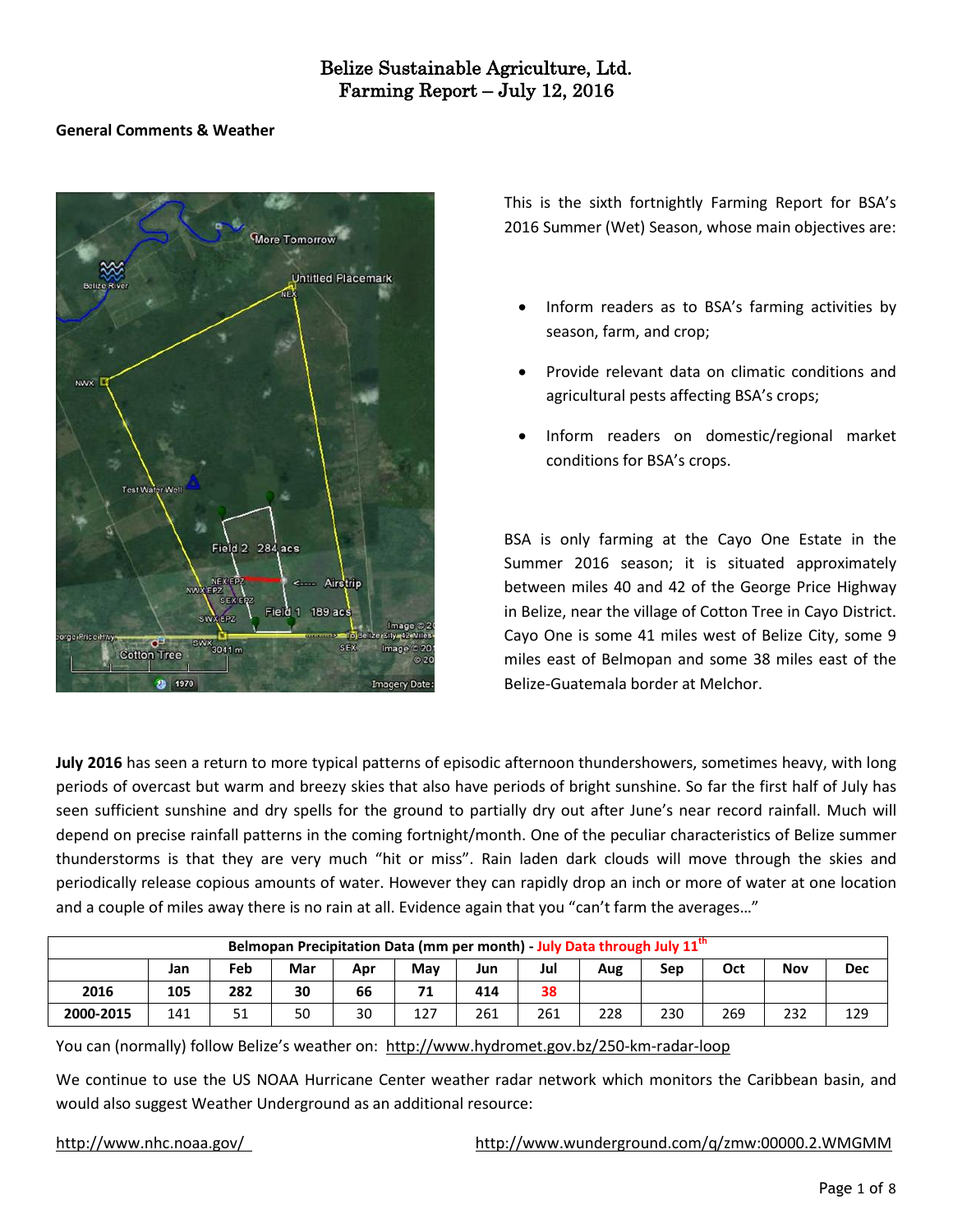# Belize Sustainable Agriculture, Ltd.
# Farming Report – July 12, 2016

**General Comments & Weather**

This is the sixth fortnightly Farming Report for BSA's 2016 Summer (Wet) Season, whose main objectives are:

- Inform readers as to BSA's farming activities by season, farm, and crop;
- Provide relevant data on climatic conditions and agricultural pests affecting BSA's crops;
- Inform readers on domestic/regional market conditions for BSA's crops.

BSA is only farming at the Cayo One Estate in the Summer 2016 season; it is situated approximately between miles 40 and 42 of the George Price Highway in Belize, near the village of Cotton Tree in Cayo District. Cayo One is some 41 miles west of Belize City, some 9 miles east of Belmopan and some 38 miles east of the Belize-Guatemala border at Melchor.

**July 2016** has seen a return to more typical patterns of episodic afternoon thundershowers, sometimes heavy, with long periods of overcast but warm and breezy skies that also have periods of bright sunshine. So far the first half of July has seen sufficient sunshine and dry spells for the ground to partially dry out after June's near record rainfall. Much will depend on precise rainfall patterns in the coming fortnight/month. One of the peculiar characteristics of Belize summer thunderstorms is that they are very much "hit or miss". Rain laden dark clouds will move through the skies and periodically release copious amounts of water. However they can rapidly drop an inch or more of water at one location and a couple of miles away there is no rain at all. Evidence again that you "can't farm the averages…"

| Belmopan Precipitation Data (mm per month) - July Data through July 11th | | | | | | | | | | | | |
|---|---|---|---|---|---|---|---|---|---|---|---|---|
| | Jan | Feb | Mar | Apr | May | Jun | Jul | Aug | Sep | Oct | Nov | Dec |
| 2016 | 105 | 282 | 30 | 66 | 71 | 414 | 38 | | | | | |
| 2000-2015 | 141 | 51 | 50 | 30 | 127 | 261 | 261 | 228 | 230 | 269 | 232 | 129 |

You can (normally) follow Belize's weather on: http://www.hydromet.gov.bz/250-km-radar-loop

We continue to use the US NOAA Hurricane Center weather radar network which monitors the Caribbean basin, and would also suggest Weather Underground as an additional resource:

http://www.nhc.noaa.gov/

http://www.wunderground.com/q/zmw:00000.2.WMGMM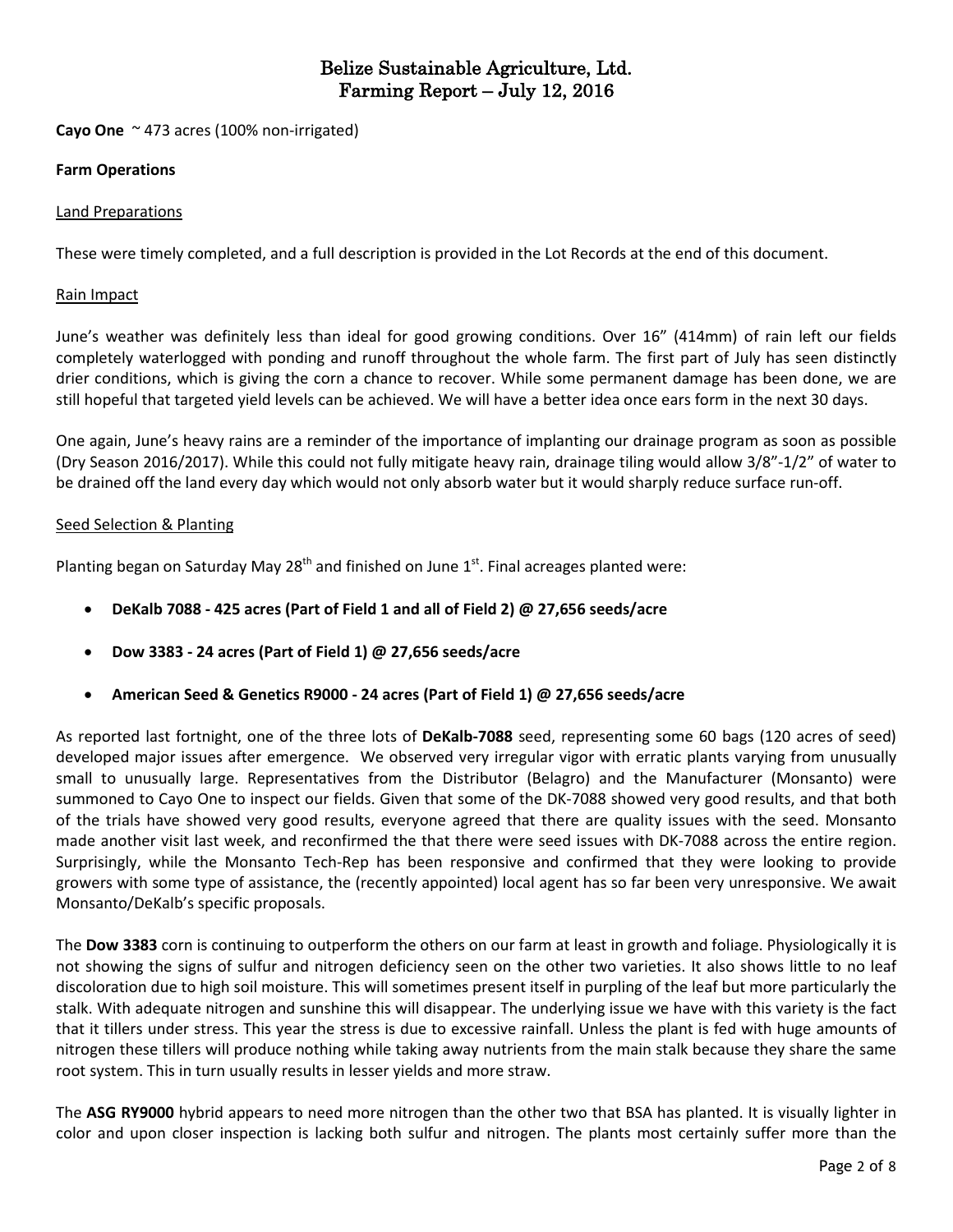# Belize Sustainable Agriculture, Ltd.
# Farming Report – July 12, 2016

**Cayo One** ~ 473 acres (100% non-irrigated)

**Farm Operations**

Land Preparations

These were timely completed, and a full description is provided in the Lot Records at the end of this document.

Rain Impact

June's weather was definitely less than ideal for good growing conditions. Over 16" (414mm) of rain left our fields completely waterlogged with ponding and runoff throughout the whole farm. The first part of July has seen distinctly drier conditions, which is giving the corn a chance to recover. While some permanent damage has been done, we are still hopeful that targeted yield levels can be achieved. We will have a better idea once ears form in the next 30 days.

One again, June's heavy rains are a reminder of the importance of implanting our drainage program as soon as possible (Dry Season 2016/2017). While this could not fully mitigate heavy rain, drainage tiling would allow 3/8"-1/2" of water to be drained off the land every day which would not only absorb water but it would sharply reduce surface run-off.

Seed Selection & Planting

Planting began on Saturday May 28th and finished on June 1st. Final acreages planted were:

- **DeKalb 7088 - 425 acres (Part of Field 1 and all of Field 2) @ 27,656 seeds/acre**
- **Dow 3383 - 24 acres (Part of Field 1) @ 27,656 seeds/acre**
- **American Seed & Genetics R9000 - 24 acres (Part of Field 1) @ 27,656 seeds/acre**

As reported last fortnight, one of the three lots of **DeKalb-7088** seed, representing some 60 bags (120 acres of seed) developed major issues after emergence. We observed very irregular vigor with erratic plants varying from unusually small to unusually large. Representatives from the Distributor (Belagro) and the Manufacturer (Monsanto) were summoned to Cayo One to inspect our fields. Given that some of the DK-7088 showed very good results, and that both of the trials have showed very good results, everyone agreed that there are quality issues with the seed. Monsanto made another visit last week, and reconfirmed the that there were seed issues with DK-7088 across the entire region. Surprisingly, while the Monsanto Tech-Rep has been responsive and confirmed that they were looking to provide growers with some type of assistance, the (recently appointed) local agent has so far been very unresponsive. We await Monsanto/DeKalb's specific proposals.

The **Dow 3383** corn is continuing to outperform the others on our farm at least in growth and foliage. Physiologically it is not showing the signs of sulfur and nitrogen deficiency seen on the other two varieties. It also shows little to no leaf discoloration due to high soil moisture. This will sometimes present itself in purpling of the leaf but more particularly the stalk. With adequate nitrogen and sunshine this will disappear. The underlying issue we have with this variety is the fact that it tillers under stress. This year the stress is due to excessive rainfall. Unless the plant is fed with huge amounts of nitrogen these tillers will produce nothing while taking away nutrients from the main stalk because they share the same root system. This in turn usually results in lesser yields and more straw.

The **ASG RY9000** hybrid appears to need more nitrogen than the other two that BSA has planted. It is visually lighter in color and upon closer inspection is lacking both sulfur and nitrogen. The plants most certainly suffer more than the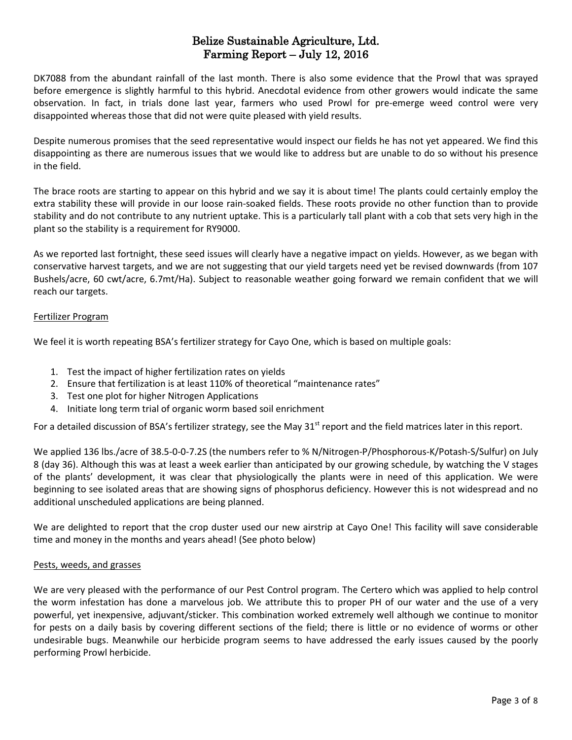# Belize Sustainable Agriculture, Ltd.
## Farming Report – July 12, 2016

DK7088 from the abundant rainfall of the last month. There is also some evidence that the Prowl that was sprayed before emergence is slightly harmful to this hybrid. Anecdotal evidence from other growers would indicate the same observation. In fact, in trials done last year, farmers who used Prowl for pre-emerge weed control were very disappointed whereas those that did not were quite pleased with yield results.

Despite numerous promises that the seed representative would inspect our fields he has not yet appeared. We find this disappointing as there are numerous issues that we would like to address but are unable to do so without his presence in the field.

The brace roots are starting to appear on this hybrid and we say it is about time! The plants could certainly employ the extra stability these will provide in our loose rain-soaked fields. These roots provide no other function than to provide stability and do not contribute to any nutrient uptake. This is a particularly tall plant with a cob that sets very high in the plant so the stability is a requirement for RY9000.

As we reported last fortnight, these seed issues will clearly have a negative impact on yields. However, as we began with conservative harvest targets, and we are not suggesting that our yield targets need yet be revised downwards (from 107 Bushels/acre, 60 cwt/acre, 6.7mt/Ha). Subject to reasonable weather going forward we remain confident that we will reach our targets.

<u>Fertilizer Program</u>

We feel it is worth repeating BSA's fertilizer strategy for Cayo One, which is based on multiple goals:

1. Test the impact of higher fertilization rates on yields
2. Ensure that fertilization is at least 110% of theoretical "maintenance rates"
3. Test one plot for higher Nitrogen Applications
4. Initiate long term trial of organic worm based soil enrichment

For a detailed discussion of BSA's fertilizer strategy, see the May 31st report and the field matrices later in this report.

We applied 136 lbs./acre of 38.5-0-0-7.2S (the numbers refer to % N/Nitrogen-P/Phosphorous-K/Potash-S/Sulfur) on July 8 (day 36). Although this was at least a week earlier than anticipated by our growing schedule, by watching the V stages of the plants' development, it was clear that physiologically the plants were in need of this application. We were beginning to see isolated areas that are showing signs of phosphorus deficiency. However this is not widespread and no additional unscheduled applications are being planned.

We are delighted to report that the crop duster used our new airstrip at Cayo One! This facility will save considerable time and money in the months and years ahead! (See photo below)

<u>Pests, weeds, and grasses</u>

We are very pleased with the performance of our Pest Control program. The Certero which was applied to help control the worm infestation has done a marvelous job. We attribute this to proper PH of our water and the use of a very powerful, yet inexpensive, adjuvant/sticker. This combination worked extremely well although we continue to monitor for pests on a daily basis by covering different sections of the field; there is little or no evidence of worms or other undesirable bugs. Meanwhile our herbicide program seems to have addressed the early issues caused by the poorly performing Prowl herbicide.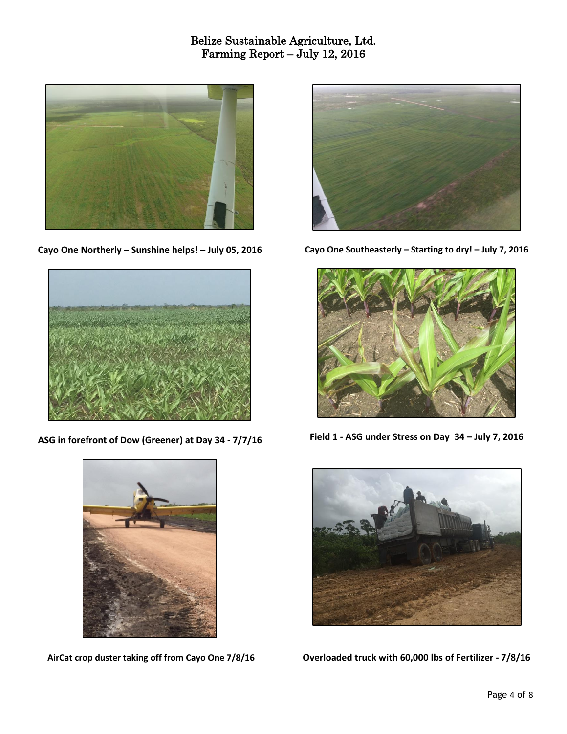# Belize Sustainable Agriculture, Ltd.
## Farming Report – July 12, 2016

**Cayo One Northerly – Sunshine helps! – July 05, 2016**

**Cayo One Southeasterly – Starting to dry! – July 7, 2016**

**ASG in forefront of Dow (Greener) at Day 34 - 7/7/16**

**Field 1 - ASG under Stress on Day 34 – July 7, 2016**

**AirCat crop duster taking off from Cayo One 7/8/16**

**Overloaded truck with 60,000 lbs of Fertilizer - 7/8/16**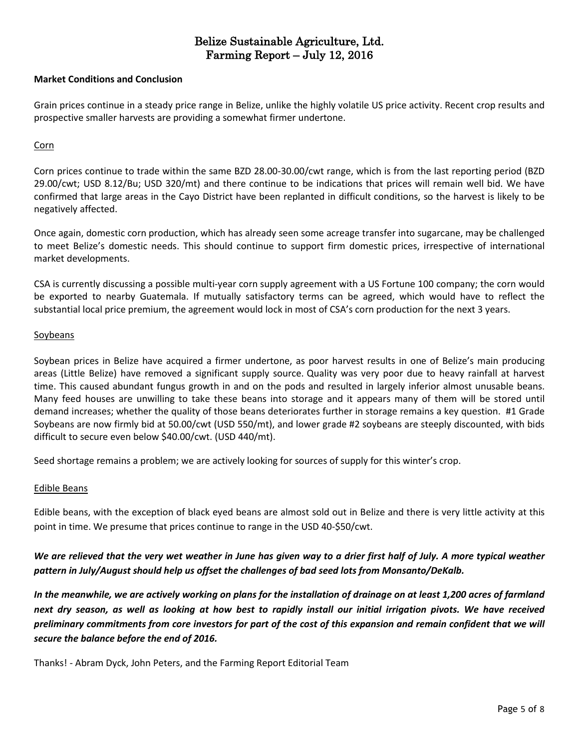# Belize Sustainable Agriculture, Ltd.
# Farming Report – July 12, 2016

**Market Conditions and Conclusion**

Grain prices continue in a steady price range in Belize, unlike the highly volatile US price activity. Recent crop results and prospective smaller harvests are providing a somewhat firmer undertone.

Corn

Corn prices continue to trade within the same BZD 28.00-30.00/cwt range, which is from the last reporting period (BZD 29.00/cwt; USD 8.12/Bu; USD 320/mt) and there continue to be indications that prices will remain well bid. We have confirmed that large areas in the Cayo District have been replanted in difficult conditions, so the harvest is likely to be negatively affected.

Once again, domestic corn production, which has already seen some acreage transfer into sugarcane, may be challenged to meet Belize's domestic needs. This should continue to support firm domestic prices, irrespective of international market developments.

CSA is currently discussing a possible multi-year corn supply agreement with a US Fortune 100 company; the corn would be exported to nearby Guatemala. If mutually satisfactory terms can be agreed, which would have to reflect the substantial local price premium, the agreement would lock in most of CSA's corn production for the next 3 years.

Soybeans

Soybean prices in Belize have acquired a firmer undertone, as poor harvest results in one of Belize's main producing areas (Little Belize) have removed a significant supply source. Quality was very poor due to heavy rainfall at harvest time. This caused abundant fungus growth in and on the pods and resulted in largely inferior almost unusable beans. Many feed houses are unwilling to take these beans into storage and it appears many of them will be stored until demand increases; whether the quality of those beans deteriorates further in storage remains a key question. #1 Grade Soybeans are now firmly bid at 50.00/cwt (USD 550/mt), and lower grade #2 soybeans are steeply discounted, with bids difficult to secure even below $40.00/cwt. (USD 440/mt).

Seed shortage remains a problem; we are actively looking for sources of supply for this winter's crop.

Edible Beans

Edible beans, with the exception of black eyed beans are almost sold out in Belize and there is very little activity at this point in time. We presume that prices continue to range in the USD 40-$50/cwt.

***We are relieved that the very wet weather in June has given way to a drier first half of July. A more typical weather pattern in July/August should help us offset the challenges of bad seed lots from Monsanto/DeKalb.***

***In the meanwhile, we are actively working on plans for the installation of drainage on at least 1,200 acres of farmland next dry season, as well as looking at how best to rapidly install our initial irrigation pivots. We have received preliminary commitments from core investors for part of the cost of this expansion and remain confident that we will secure the balance before the end of 2016.***

Thanks! - Abram Dyck, John Peters, and the Farming Report Editorial Team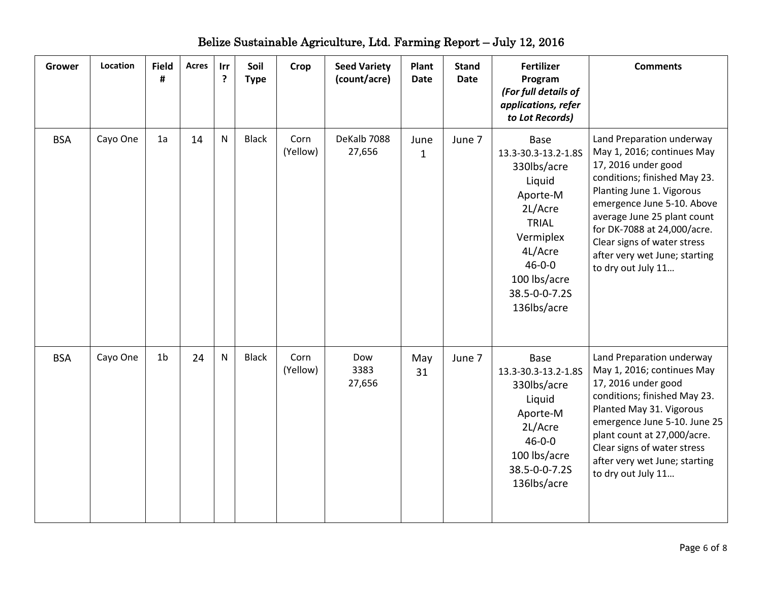# Belize Sustainable Agriculture, Ltd. Farming Report – July 12, 2016

| Grower | Location | Field # | Acres | Irr ? | Soil Type | Crop | Seed Variety (count/acre) | Plant Date | Stand Date | Fertilizer Program *(For full details of applications, refer to Lot Records)* | Comments |
|---|---|---|---|---|---|---|---|---|---|---|---|
| BSA | Cayo One | 1a | 14 | N | Black | Corn (Yellow) | DeKalb 7088 27,656 | June 1 | June 7 | Base 13.3-30.3-13.2-1.8S 330lbs/acre Liquid Aporte-M 2L/Acre TRIAL Vermiplex 4L/Acre 46-0-0 100 lbs/acre 38.5-0-0-7.2S 136lbs/acre | Land Preparation underway May 1, 2016; continues May 17, 2016 under good conditions; finished May 23. Planting June 1. Vigorous emergence June 5-10. Above average June 25 plant count for DK-7088 at 24,000/acre. Clear signs of water stress after very wet June; starting to dry out July 11… |
| BSA | Cayo One | 1b | 24 | N | Black | Corn (Yellow) | Dow 3383 27,656 | May 31 | June 7 | Base 13.3-30.3-13.2-1.8S 330lbs/acre Liquid Aporte-M 2L/Acre 46-0-0 100 lbs/acre 38.5-0-0-7.2S 136lbs/acre | Land Preparation underway May 1, 2016; continues May 17, 2016 under good conditions; finished May 23. Planted May 31. Vigorous emergence June 5-10. June 25 plant count at 27,000/acre. Clear signs of water stress after very wet June; starting to dry out July 11… |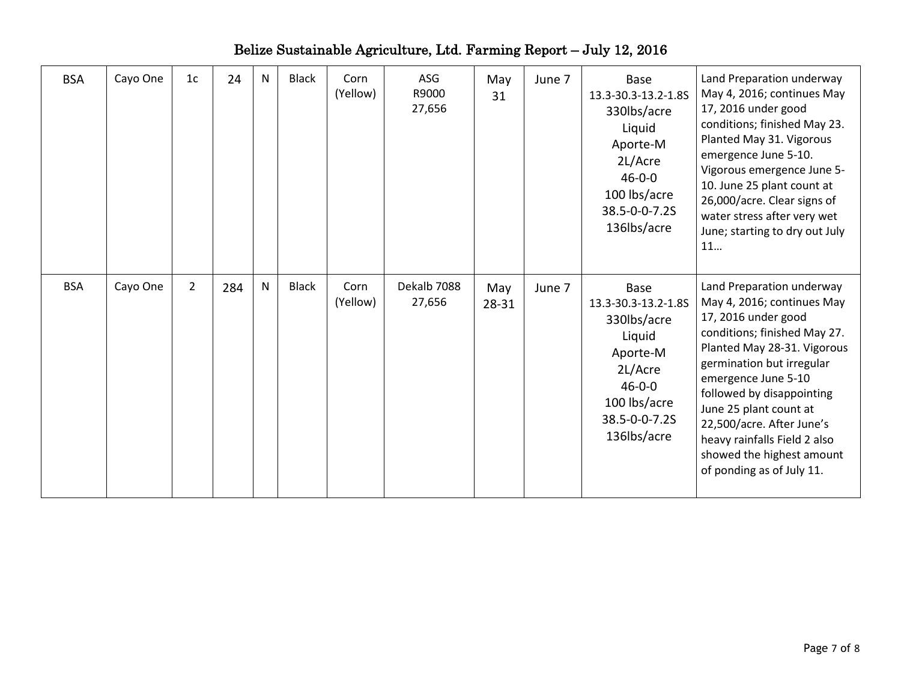Belize Sustainable Agriculture, Ltd. Farming Report – July 12, 2016

| | | | | | | | | | | | |
|---|---|---|---|---|---|---|---|---|---|---|---|
| BSA | Cayo One | 1c | 24 | N | Black | Corn (Yellow) | ASG R9000 27,656 | May 31 | June 7 | Base 13.3-30.3-13.2-1.8S 330lbs/acre Liquid Aporte-M 2L/Acre 46-0-0 100 lbs/acre 38.5-0-0-7.2S 136lbs/acre | Land Preparation underway May 4, 2016; continues May 17, 2016 under good conditions; finished May 23. Planted May 31. Vigorous emergence June 5-10. Vigorous emergence June 5-10. June 25 plant count at 26,000/acre. Clear signs of water stress after very wet June; starting to dry out July 11… |
| BSA | Cayo One | 2 | 284 | N | Black | Corn (Yellow) | Dekalb 7088 27,656 | May 28-31 | June 7 | Base 13.3-30.3-13.2-1.8S 330lbs/acre Liquid Aporte-M 2L/Acre 46-0-0 100 lbs/acre 38.5-0-0-7.2S 136lbs/acre | Land Preparation underway May 4, 2016; continues May 17, 2016 under good conditions; finished May 27. Planted May 28-31. Vigorous germination but irregular emergence June 5-10 followed by disappointing June 25 plant count at 22,500/acre. After June's heavy rainfalls Field 2 also showed the highest amount of ponding as of July 11. |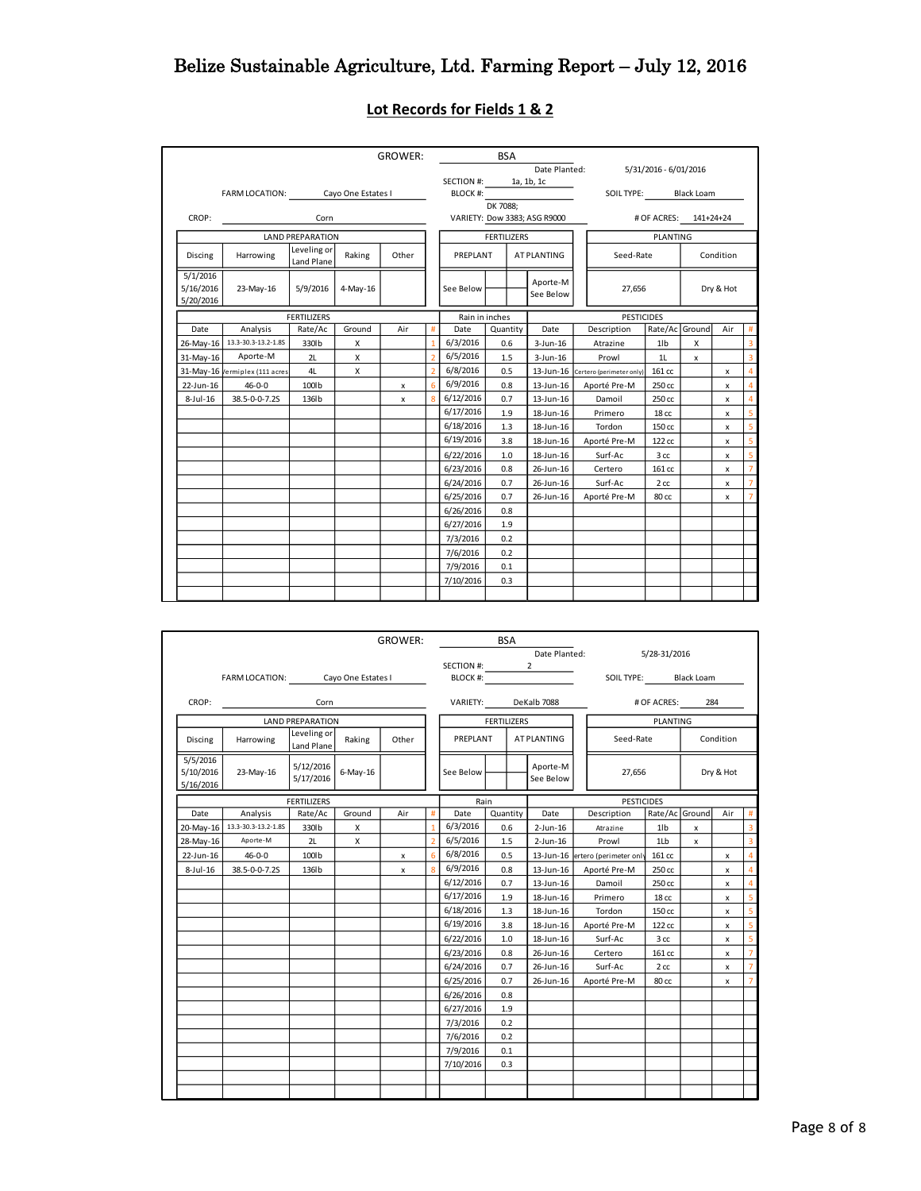# Belize Sustainable Agriculture, Ltd. Farming Report – July 12, 2016

## Lot Records for Fields 1 & 2

GROWER: BSA

FARM LOCATION: Cayo One Estates I

SECTION #: 1a, 1b, 1c

BLOCK #:

Date Planted: 5/31/2016 - 6/01/2016

SOIL TYPE: Black Loam

CROP: Corn

VARIETY: DK 7088; Dow 3383; ASG R9000

# OF ACRES: 141+24+24

| LAND PREPARATION | | | | | FERTILIZERS | | | PLANTING | |
|---|---|---|---|---|---|---|---|---|---|
| Discing | Harrowing | Leveling or Land Plane | Raking | Other | PREPLANT | | AT PLANTING | Seed-Rate | Condition |
| 5/1/2016 5/16/2016 5/20/2016 | 23-May-16 | 5/9/2016 | 4-May-16 | | See Below | | Aporte-M See Below | 27,656 | Dry & Hot |

| FERTILIZERS | | | | | | Rain in inches | | PESTICIDES | | | | | |
|---|---|---|---|---|---|---|---|---|---|---|---|---|---|
| Date | Analysis | Rate/Ac | Ground | Air | # | Date | Quantity | Date | Description | Rate/Ac | Ground | Air | # |
| 26-May-16 | 13.3-30.3-13.2-1.8S | 330lb | X | | 1 | 6/3/2016 | 0.6 | 3-Jun-16 | Atrazine | 1lb | X | | 3 |
| 31-May-16 | Aporte-M | 2L | X | | 2 | 6/5/2016 | 1.5 | 3-Jun-16 | Prowl | 1L | x | | 3 |
| 31-May-16 | Vermiplex (111 acres | 4L | X | | 2 | 6/8/2016 | 0.5 | 13-Jun-16 | Certero (perimeter only) | 161 cc | | x | 4 |
| 22-Jun-16 | 46-0-0 | 100lb | | x | 6 | 6/9/2016 | 0.8 | 13-Jun-16 | Aporté Pre-M | 250 cc | | x | 4 |
| 8-Jul-16 | 38.5-0-0-7.2S | 136lb | | x | 8 | 6/12/2016 | 0.7 | 13-Jun-16 | Damoil | 250 cc | | x | 4 |
| | | | | | | 6/17/2016 | 1.9 | 18-Jun-16 | Primero | 18 cc | | x | 5 |
| | | | | | | 6/18/2016 | 1.3 | 18-Jun-16 | Tordon | 150 cc | | x | 5 |
| | | | | | | 6/19/2016 | 3.8 | 18-Jun-16 | Aporté Pre-M | 122 cc | | x | 5 |
| | | | | | | 6/22/2016 | 1.0 | 18-Jun-16 | Surf-Ac | 3 cc | | x | 5 |
| | | | | | | 6/23/2016 | 0.8 | 26-Jun-16 | Certero | 161 cc | | x | 7 |
| | | | | | | 6/24/2016 | 0.7 | 26-Jun-16 | Surf-Ac | 2 cc | | x | 7 |
| | | | | | | 6/25/2016 | 0.7 | 26-Jun-16 | Aporté Pre-M | 80 cc | | x | 7 |
| | | | | | | 6/26/2016 | 0.8 | | | | | | |
| | | | | | | 6/27/2016 | 1.9 | | | | | | |
| | | | | | | 7/3/2016 | 0.2 | | | | | | |
| | | | | | | 7/6/2016 | 0.2 | | | | | | |
| | | | | | | 7/9/2016 | 0.1 | | | | | | |
| | | | | | | 7/10/2016 | 0.3 | | | | | | |

GROWER: BSA

FARM LOCATION: Cayo One Estates I

SECTION #: 2

BLOCK #:

Date Planted: 5/28-31/2016

SOIL TYPE: Black Loam

CROP: Corn

VARIETY: DeKalb 7088

# OF ACRES: 284

| LAND PREPARATION | | | | | FERTILIZERS | | | PLANTING | |
|---|---|---|---|---|---|---|---|---|---|
| Discing | Harrowing | Leveling or Land Plane | Raking | Other | PREPLANT | | AT PLANTING | Seed-Rate | Condition |
| 5/5/2016 5/10/2016 5/16/2016 | 23-May-16 | 5/12/2016 5/17/2016 | 6-May-16 | | See Below | | Aporte-M See Below | 27,656 | Dry & Hot |

| FERTILIZERS | | | | | | Rain | | PESTICIDES | | | | | |
|---|---|---|---|---|---|---|---|---|---|---|---|---|---|
| Date | Analysis | Rate/Ac | Ground | Air | # | Date | Quantity | Date | Description | Rate/Ac | Ground | Air | # |
| 20-May-16 | 13.3-30.3-13.2-1.8S | 330lb | X | | 1 | 6/3/2016 | 0.6 | 2-Jun-16 | Atrazine | 1lb | x | | 3 |
| 28-May-16 | Aporte-M | 2L | X | | 2 | 6/5/2016 | 1.5 | 2-Jun-16 | Prowl | 1Lb | x | | 3 |
| 22-Jun-16 | 46-0-0 | 100lb | | x | 6 | 6/8/2016 | 0.5 | 13-Jun-16 | ertero (perimeter onl | 161 cc | | x | 4 |
| 8-Jul-16 | 38.5-0-0-7.2S | 136lb | | x | 8 | 6/9/2016 | 0.8 | 13-Jun-16 | Aporté Pre-M | 250 cc | | x | 4 |
| | | | | | | 6/12/2016 | 0.7 | 13-Jun-16 | Damoil | 250 cc | | x | 4 |
| | | | | | | 6/17/2016 | 1.9 | 18-Jun-16 | Primero | 18 cc | | x | 5 |
| | | | | | | 6/18/2016 | 1.3 | 18-Jun-16 | Tordon | 150 cc | | x | 5 |
| | | | | | | 6/19/2016 | 3.8 | 18-Jun-16 | Aporté Pre-M | 122 cc | | x | 5 |
| | | | | | | 6/22/2016 | 1.0 | 18-Jun-16 | Surf-Ac | 3 cc | | x | 5 |
| | | | | | | 6/23/2016 | 0.8 | 26-Jun-16 | Certero | 161 cc | | x | 7 |
| | | | | | | 6/24/2016 | 0.7 | 26-Jun-16 | Surf-Ac | 2 cc | | x | 7 |
| | | | | | | 6/25/2016 | 0.7 | 26-Jun-16 | Aporté Pre-M | 80 cc | | x | 7 |
| | | | | | | 6/26/2016 | 0.8 | | | | | | |
| | | | | | | 6/27/2016 | 1.9 | | | | | | |
| | | | | | | 7/3/2016 | 0.2 | | | | | | |
| | | | | | | 7/6/2016 | 0.2 | | | | | | |
| | | | | | | 7/9/2016 | 0.1 | | | | | | |
| | | | | | | 7/10/2016 | 0.3 | | | | | | |